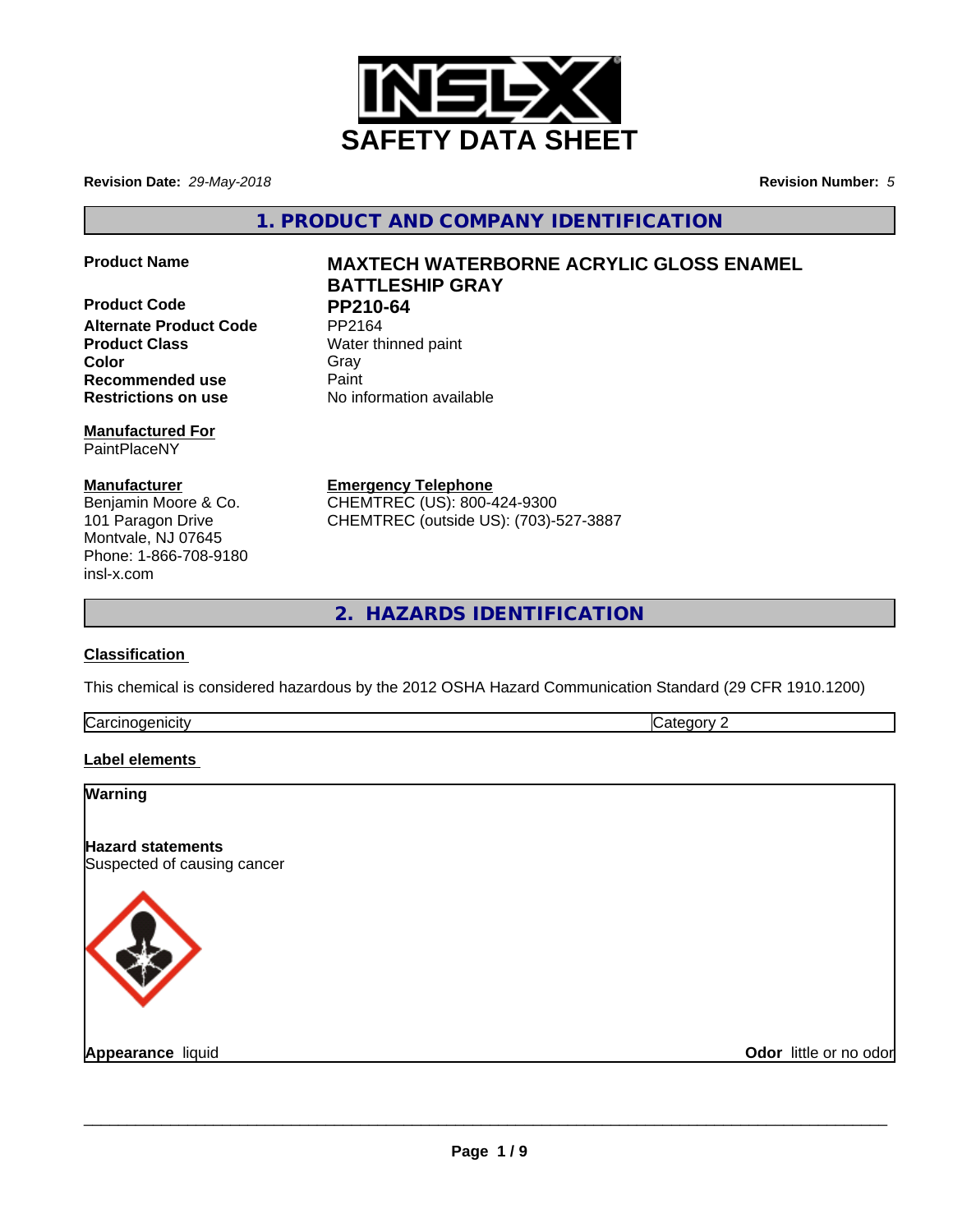# SAFETY DATA SHEET

**Revision Date:** *29-May-2018* **Revision Number:** *5*

## 1. PRODUCT AND COMPANY IDENTIFICATION

| | |
|---|---|
| **Product Name** | **MAXTECH WATERBORNE ACRYLIC GLOSS ENAMEL BATTLESHIP GRAY** |
| **Product Code** | **PP210-64** |
| **Alternate Product Code** | PP2164 |
| **Product Class** | Water thinned paint |
| **Color** | Gray |
| **Recommended use** | Paint |
| **Restrictions on use** | No information available |

**Manufactured For**
PaintPlaceNY

**Manufacturer**
Benjamin Moore & Co.
101 Paragon Drive
Montvale, NJ 07645
Phone: 1-866-708-9180
insl-x.com

**Emergency Telephone**
CHEMTREC (US): 800-424-9300
CHEMTREC (outside US): (703)-527-3887

## 2. HAZARDS IDENTIFICATION

**Classification**

This chemical is considered hazardous by the 2012 OSHA Hazard Communication Standard (29 CFR 1910.1200)

| Carcinogenicity | Category 2 |
|---|---|

**Label elements**

**Warning**

**Hazard statements**
Suspected of causing cancer

**Appearance** liquid **Odor** little or no odor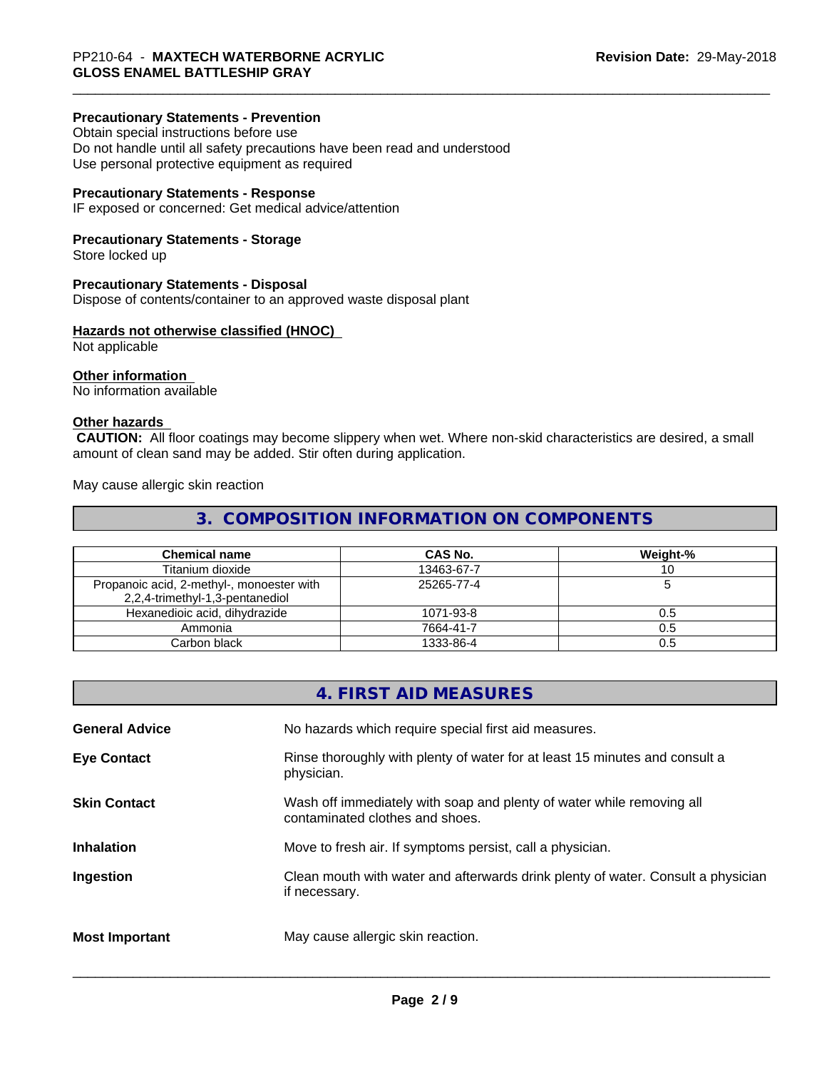**Precautionary Statements - Prevention**
Obtain special instructions before use
Do not handle until all safety precautions have been read and understood
Use personal protective equipment as required

**Precautionary Statements - Response**
IF exposed or concerned: Get medical advice/attention

**Precautionary Statements - Storage**
Store locked up

**Precautionary Statements - Disposal**
Dispose of contents/container to an approved waste disposal plant

**Hazards not otherwise classified (HNOC)**
Not applicable

**Other information**
No information available

**Other hazards**
**CAUTION:** All floor coatings may become slippery when wet. Where non-skid characteristics are desired, a small amount of clean sand may be added. Stir often during application.

May cause allergic skin reaction

## 3. COMPOSITION INFORMATION ON COMPONENTS

| Chemical name | CAS No. | Weight-% |
|---|---|---|
| Titanium dioxide | 13463-67-7 | 10 |
| Propanoic acid, 2-methyl-, monoester with 2,2,4-trimethyl-1,3-pentanediol | 25265-77-4 | 5 |
| Hexanedioic acid, dihydrazide | 1071-93-8 | 0.5 |
| Ammonia | 7664-41-7 | 0.5 |
| Carbon black | 1333-86-4 | 0.5 |

## 4. FIRST AID MEASURES

**General Advice** No hazards which require special first aid measures.

**Eye Contact** Rinse thoroughly with plenty of water for at least 15 minutes and consult a physician.

**Skin Contact** Wash off immediately with soap and plenty of water while removing all contaminated clothes and shoes.

**Inhalation** Move to fresh air. If symptoms persist, call a physician.

**Ingestion** Clean mouth with water and afterwards drink plenty of water. Consult a physician if necessary.

**Most Important** May cause allergic skin reaction.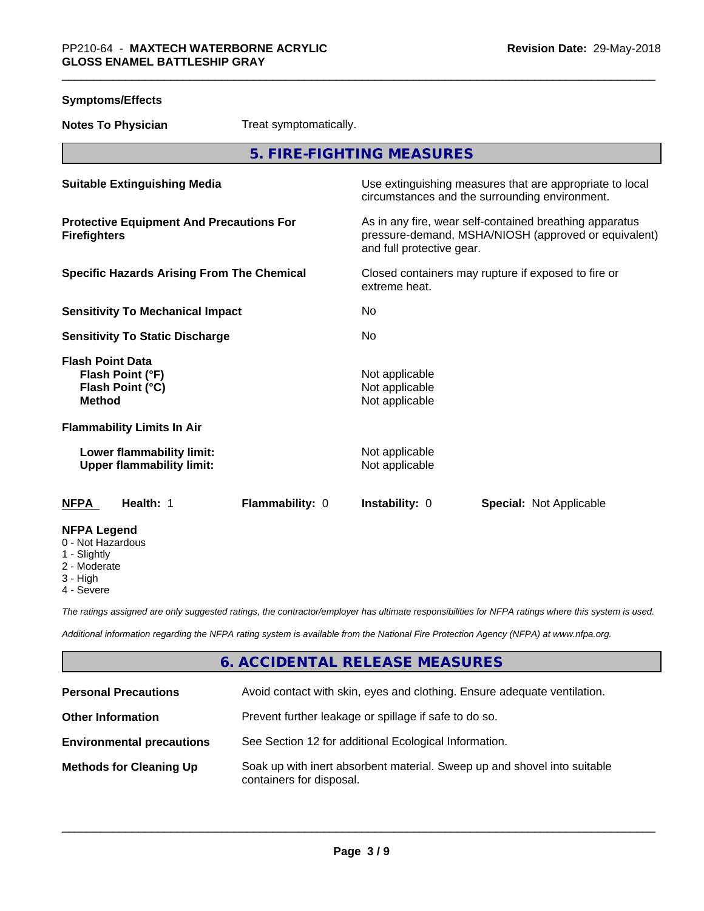**Symptoms/Effects**

**Notes To Physician** Treat symptomatically.

## 5. FIRE-FIGHTING MEASURES

| | |
|---|---|
| **Suitable Extinguishing Media** | Use extinguishing measures that are appropriate to local circumstances and the surrounding environment. |
| **Protective Equipment And Precautions For Firefighters** | As in any fire, wear self-contained breathing apparatus pressure-demand, MSHA/NIOSH (approved or equivalent) and full protective gear. |
| **Specific Hazards Arising From The Chemical** | Closed containers may rupture if exposed to fire or extreme heat. |
| **Sensitivity To Mechanical Impact** | No |
| **Sensitivity To Static Discharge** | No |
| **Flash Point Data** | |
| **Flash Point (°F)** | Not applicable |
| **Flash Point (°C)** | Not applicable |
| **Method** | Not applicable |
| **Flammability Limits In Air** | |
| **Lower flammability limit:** | Not applicable |
| **Upper flammability limit:** | Not applicable |

| **NFPA** | **Health:** 1 | **Flammability:** 0 | **Instability:** 0 | **Special:** Not Applicable |
|---|---|---|---|---|

**NFPA Legend**

- 0 - Not Hazardous
- 1 - Slightly
- 2 - Moderate
- 3 - High
- 4 - Severe

*The ratings assigned are only suggested ratings, the contractor/employer has ultimate responsibilities for NFPA ratings where this system is used.*

*Additional information regarding the NFPA rating system is available from the National Fire Protection Agency (NFPA) at www.nfpa.org.*

## 6. ACCIDENTAL RELEASE MEASURES

| | |
|---|---|
| **Personal Precautions** | Avoid contact with skin, eyes and clothing. Ensure adequate ventilation. |
| **Other Information** | Prevent further leakage or spillage if safe to do so. |
| **Environmental precautions** | See Section 12 for additional Ecological Information. |
| **Methods for Cleaning Up** | Soak up with inert absorbent material. Sweep up and shovel into suitable containers for disposal. |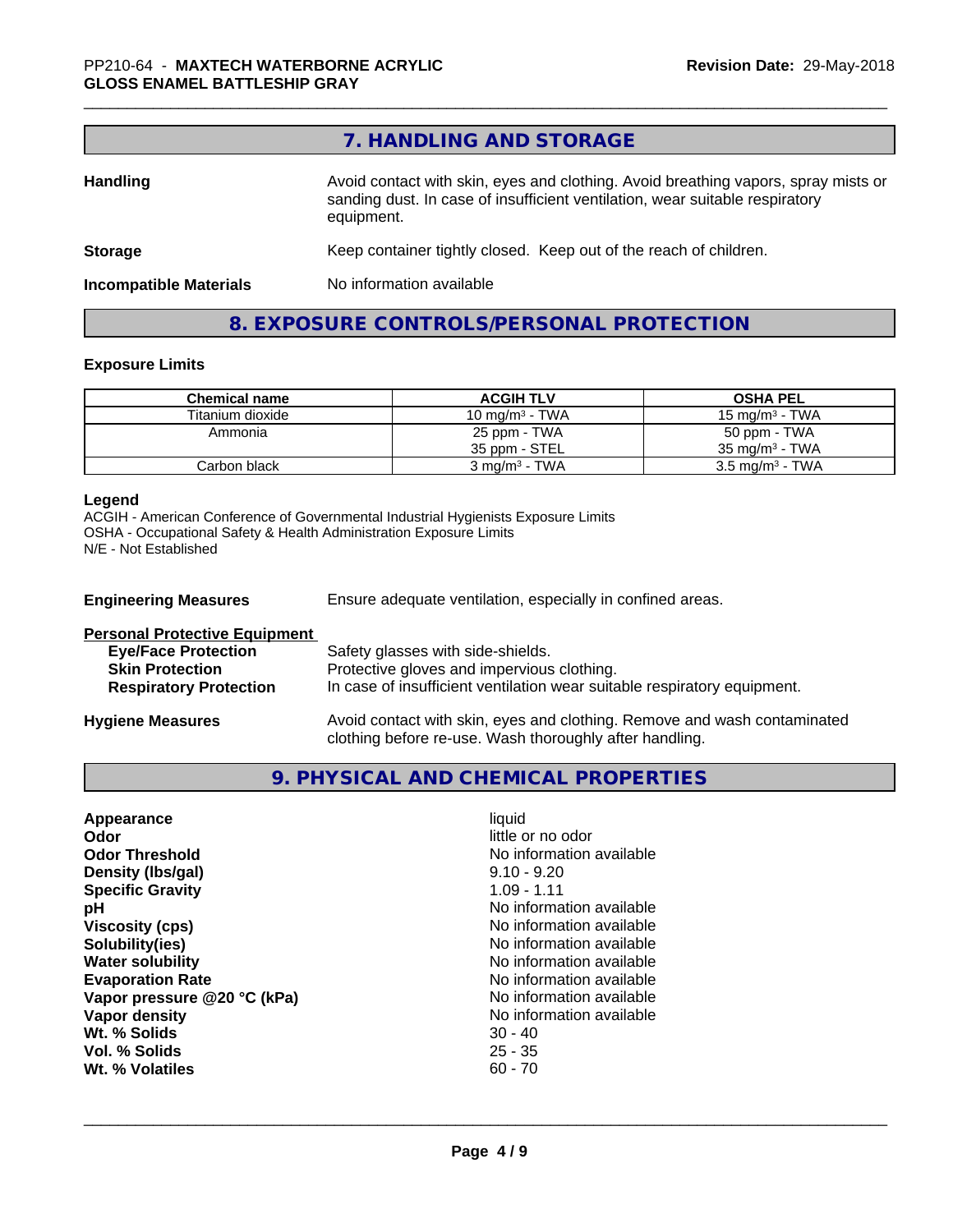## 7. HANDLING AND STORAGE

**Handling** — Avoid contact with skin, eyes and clothing. Avoid breathing vapors, spray mists or sanding dust. In case of insufficient ventilation, wear suitable respiratory equipment.

**Storage** — Keep container tightly closed. Keep out of the reach of children.

**Incompatible Materials** — No information available

## 8. EXPOSURE CONTROLS/PERSONAL PROTECTION

### Exposure Limits

| Chemical name | ACGIH TLV | OSHA PEL |
|---|---|---|
| Titanium dioxide | 10 mg/m³ - TWA | 15 mg/m³ - TWA |
| Ammonia | 25 ppm - TWA<br>35 ppm - STEL | 50 ppm - TWA<br>35 mg/m³ - TWA |
| Carbon black | 3 mg/m³ - TWA | 3.5 mg/m³ - TWA |

**Legend**
ACGIH - American Conference of Governmental Industrial Hygienists Exposure Limits
OSHA - Occupational Safety & Health Administration Exposure Limits
N/E - Not Established

**Engineering Measures** — Ensure adequate ventilation, especially in confined areas.

**Personal Protective Equipment**

- **Eye/Face Protection** — Safety glasses with side-shields.
- **Skin Protection** — Protective gloves and impervious clothing.
- **Respiratory Protection** — In case of insufficient ventilation wear suitable respiratory equipment.

**Hygiene Measures** — Avoid contact with skin, eyes and clothing. Remove and wash contaminated clothing before re-use. Wash thoroughly after handling.

## 9. PHYSICAL AND CHEMICAL PROPERTIES

| Property | Value |
|---|---|
| **Appearance** | liquid |
| **Odor** | little or no odor |
| **Odor Threshold** | No information available |
| **Density (lbs/gal)** | 9.10 - 9.20 |
| **Specific Gravity** | 1.09 - 1.11 |
| **pH** | No information available |
| **Viscosity (cps)** | No information available |
| **Solubility(ies)** | No information available |
| **Water solubility** | No information available |
| **Evaporation Rate** | No information available |
| **Vapor pressure @20 °C (kPa)** | No information available |
| **Vapor density** | No information available |
| **Wt. % Solids** | 30 - 40 |
| **Vol. % Solids** | 25 - 35 |
| **Wt. % Volatiles** | 60 - 70 |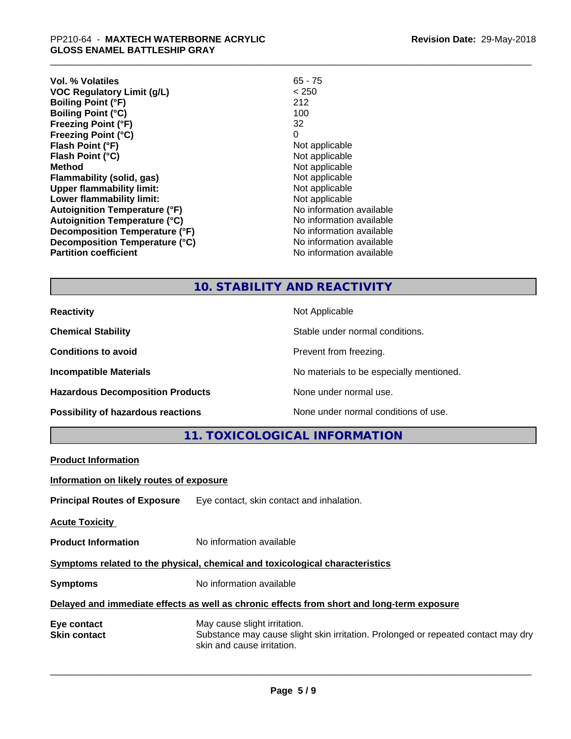| | |
|---|---|
| **Vol. % Volatiles** | 65 - 75 |
| **VOC Regulatory Limit (g/L)** | < 250 |
| **Boiling Point (°F)** | 212 |
| **Boiling Point (°C)** | 100 |
| **Freezing Point (°F)** | 32 |
| **Freezing Point (°C)** | 0 |
| **Flash Point (°F)** | Not applicable |
| **Flash Point (°C)** | Not applicable |
| **Method** | Not applicable |
| **Flammability (solid, gas)** | Not applicable |
| **Upper flammability limit:** | Not applicable |
| **Lower flammability limit:** | Not applicable |
| **Autoignition Temperature (°F)** | No information available |
| **Autoignition Temperature (°C)** | No information available |
| **Decomposition Temperature (°F)** | No information available |
| **Decomposition Temperature (°C)** | No information available |
| **Partition coefficient** | No information available |

## 10. STABILITY AND REACTIVITY

| | |
|---|---|
| **Reactivity** | Not Applicable |
| **Chemical Stability** | Stable under normal conditions. |
| **Conditions to avoid** | Prevent from freezing. |
| **Incompatible Materials** | No materials to be especially mentioned. |
| **Hazardous Decomposition Products** | None under normal use. |
| **Possibility of hazardous reactions** | None under normal conditions of use. |

## 11. TOXICOLOGICAL INFORMATION

**Product Information**

**Information on likely routes of exposure**

**Principal Routes of Exposure** Eye contact, skin contact and inhalation.

**Acute Toxicity**

**Product Information** No information available

**Symptoms related to the physical, chemical and toxicological characteristics**

**Symptoms** No information available

**Delayed and immediate effects as well as chronic effects from short and long-term exposure**

**Eye contact** May cause slight irritation.

**Skin contact** Substance may cause slight skin irritation. Prolonged or repeated contact may dry skin and cause irritation.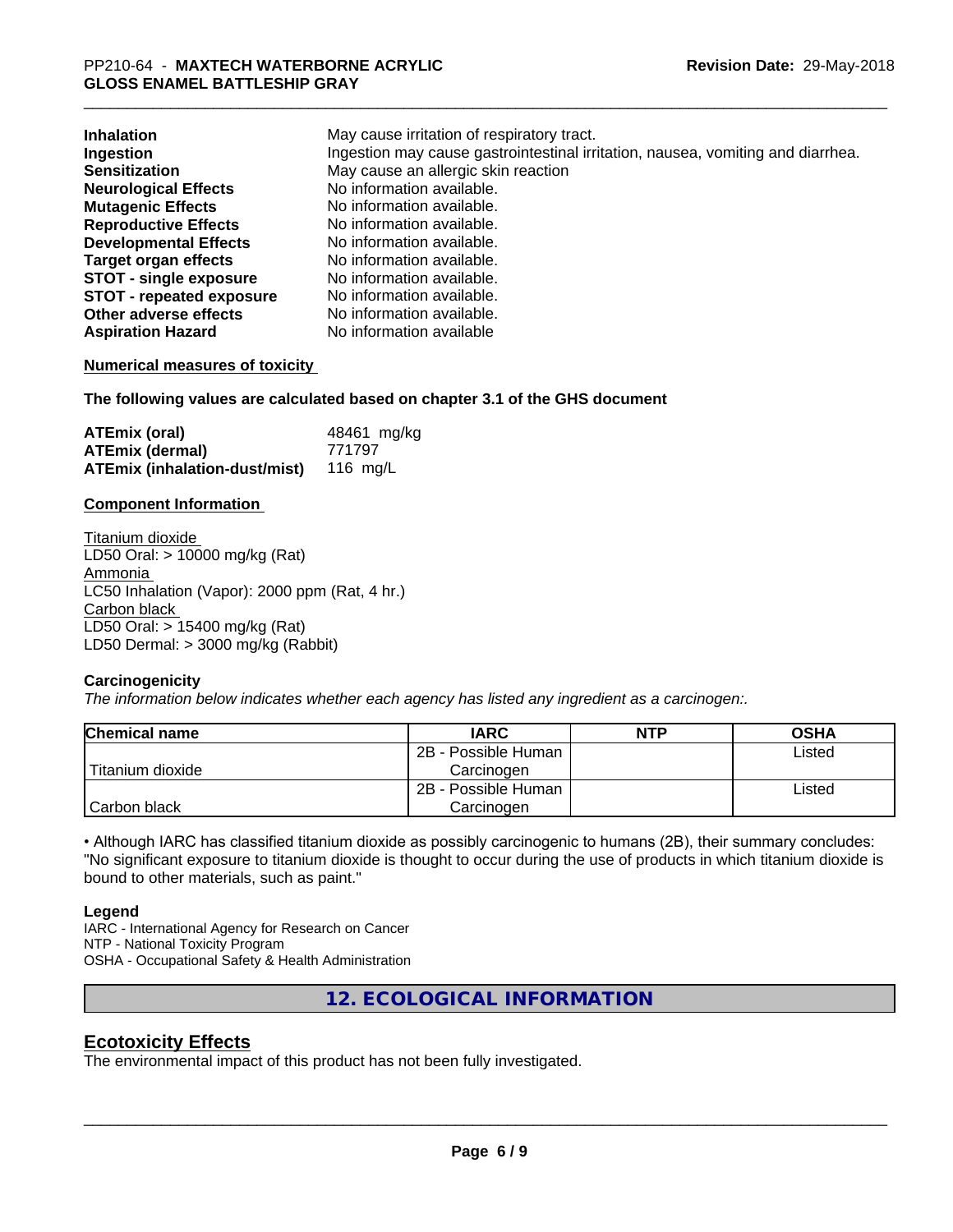| | |
|---|---|
| **Inhalation** | May cause irritation of respiratory tract. |
| **Ingestion** | Ingestion may cause gastrointestinal irritation, nausea, vomiting and diarrhea. |
| **Sensitization** | May cause an allergic skin reaction |
| **Neurological Effects** | No information available. |
| **Mutagenic Effects** | No information available. |
| **Reproductive Effects** | No information available. |
| **Developmental Effects** | No information available. |
| **Target organ effects** | No information available. |
| **STOT - single exposure** | No information available. |
| **STOT - repeated exposure** | No information available. |
| **Other adverse effects** | No information available. |
| **Aspiration Hazard** | No information available |

**Numerical measures of toxicity**

**The following values are calculated based on chapter 3.1 of the GHS document**

| | |
|---|---|
| **ATEmix (oral)** | 48461 mg/kg |
| **ATEmix (dermal)** | 771797 |
| **ATEmix (inhalation-dust/mist)** | 116 mg/L |

**Component Information**

Titanium dioxide
LD50 Oral: > 10000 mg/kg (Rat)
Ammonia
LC50 Inhalation (Vapor): 2000 ppm (Rat, 4 hr.)
Carbon black
LD50 Oral: > 15400 mg/kg (Rat)
LD50 Dermal: > 3000 mg/kg (Rabbit)

**Carcinogenicity**

*The information below indicates whether each agency has listed any ingredient as a carcinogen:.*

| Chemical name | IARC | NTP | OSHA |
|---|---|---|---|
| Titanium dioxide | 2B - Possible Human Carcinogen | | Listed |
| Carbon black | 2B - Possible Human Carcinogen | | Listed |

• Although IARC has classified titanium dioxide as possibly carcinogenic to humans (2B), their summary concludes: "No significant exposure to titanium dioxide is thought to occur during the use of products in which titanium dioxide is bound to other materials, such as paint."

**Legend**

IARC - International Agency for Research on Cancer
NTP - National Toxicity Program
OSHA - Occupational Safety & Health Administration

## 12. ECOLOGICAL INFORMATION

## Ecotoxicity Effects

The environmental impact of this product has not been fully investigated.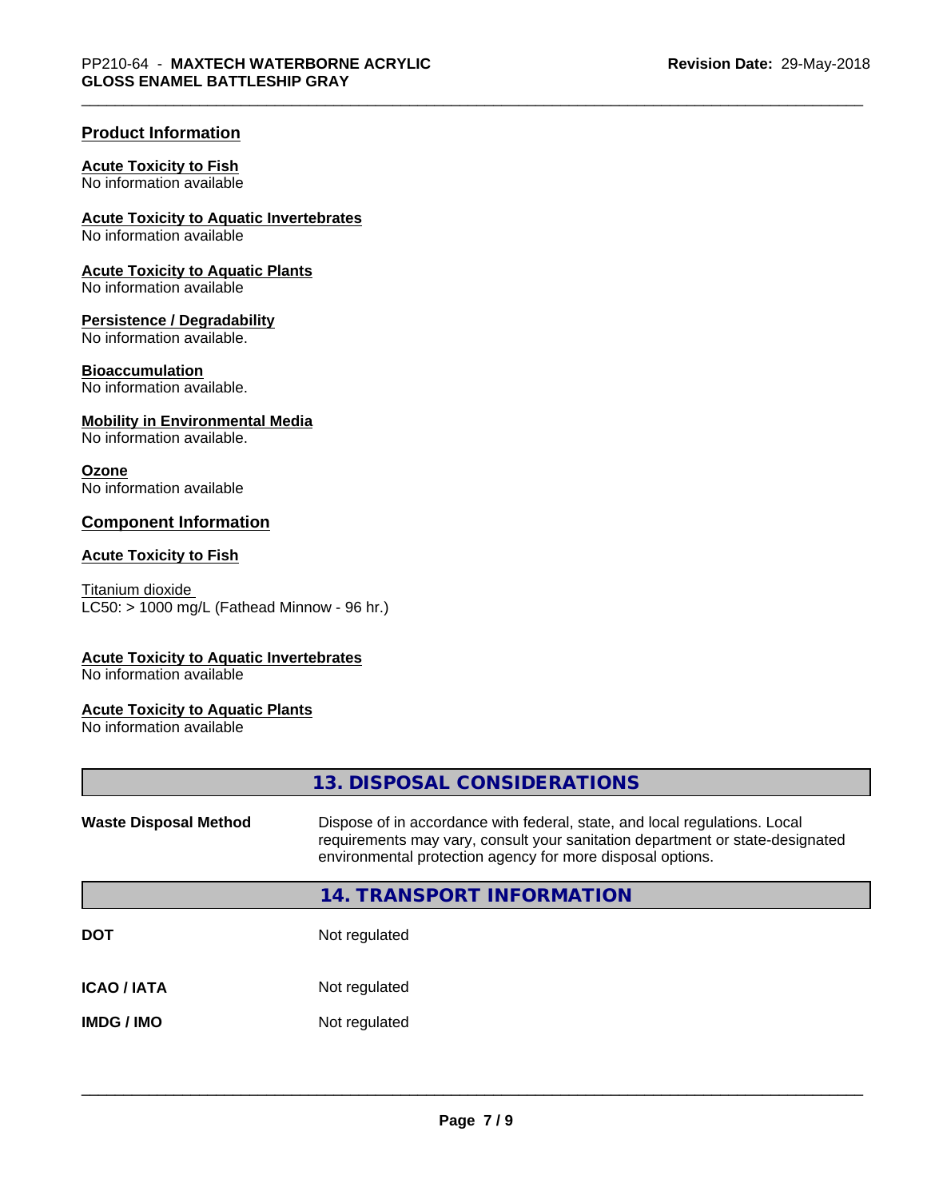## Product Information

**Acute Toxicity to Fish**
No information available

**Acute Toxicity to Aquatic Invertebrates**
No information available

**Acute Toxicity to Aquatic Plants**
No information available

**Persistence / Degradability**
No information available.

**Bioaccumulation**
No information available.

**Mobility in Environmental Media**
No information available.

**Ozone**
No information available

## Component Information

**Acute Toxicity to Fish**

Titanium dioxide
LC50: > 1000 mg/L (Fathead Minnow - 96 hr.)

**Acute Toxicity to Aquatic Invertebrates**
No information available

**Acute Toxicity to Aquatic Plants**
No information available

## 13. DISPOSAL CONSIDERATIONS

| | |
|---|---|
| **Waste Disposal Method** | Dispose of in accordance with federal, state, and local regulations. Local requirements may vary, consult your sanitation department or state-designated environmental protection agency for more disposal options. |

## 14. TRANSPORT INFORMATION

| | |
|---|---|
| **DOT** | Not regulated |
| **ICAO / IATA** | Not regulated |
| **IMDG / IMO** | Not regulated |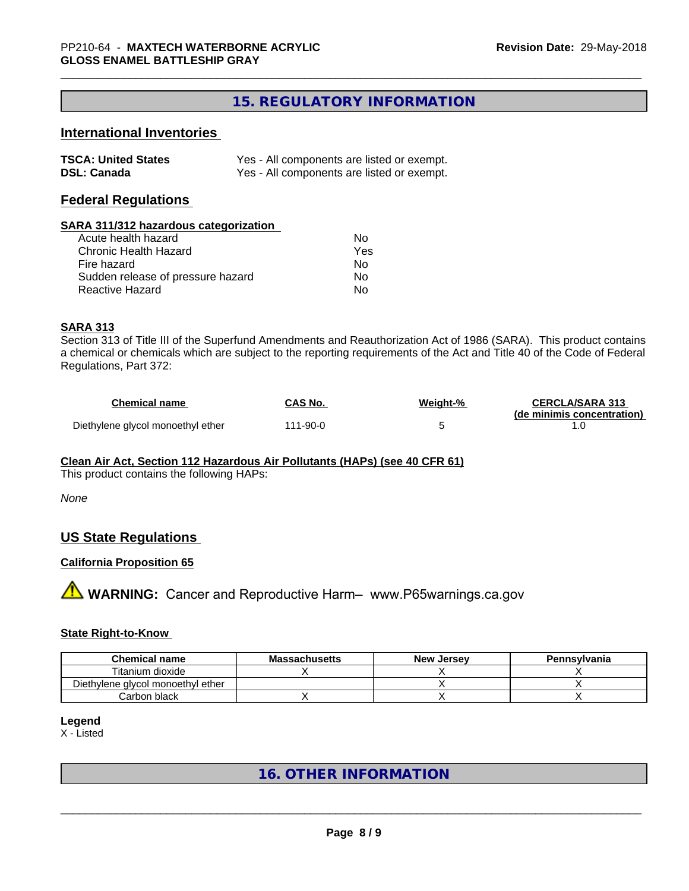## 15. REGULATORY INFORMATION

### International Inventories

| | |
|---|---|
| **TSCA: United States** | Yes - All components are listed or exempt. |
| **DSL: Canada** | Yes - All components are listed or exempt. |

### Federal Regulations

**SARA 311/312 hazardous categorization**

| | |
|---|---|
| Acute health hazard | No |
| Chronic Health Hazard | Yes |
| Fire hazard | No |
| Sudden release of pressure hazard | No |
| Reactive Hazard | No |

**SARA 313**

Section 313 of Title III of the Superfund Amendments and Reauthorization Act of 1986 (SARA). This product contains a chemical or chemicals which are subject to the reporting requirements of the Act and Title 40 of the Code of Federal Regulations, Part 372:

| Chemical name | CAS No. | Weight-% | CERCLA/SARA 313 (de minimis concentration) |
|---|---|---|---|
| Diethylene glycol monoethyl ether | 111-90-0 | 5 | 1.0 |

**Clean Air Act, Section 112 Hazardous Air Pollutants (HAPs) (see 40 CFR 61)**

This product contains the following HAPs:

*None*

### US State Regulations

**California Proposition 65**

⚠ **WARNING:** Cancer and Reproductive Harm– www.P65warnings.ca.gov

**State Right-to-Know**

| Chemical name | Massachusetts | New Jersey | Pennsylvania |
|---|---|---|---|
| Titanium dioxide | X | X | X |
| Diethylene glycol monoethyl ether | | X | X |
| Carbon black | X | X | X |

**Legend**

X - Listed

## 16. OTHER INFORMATION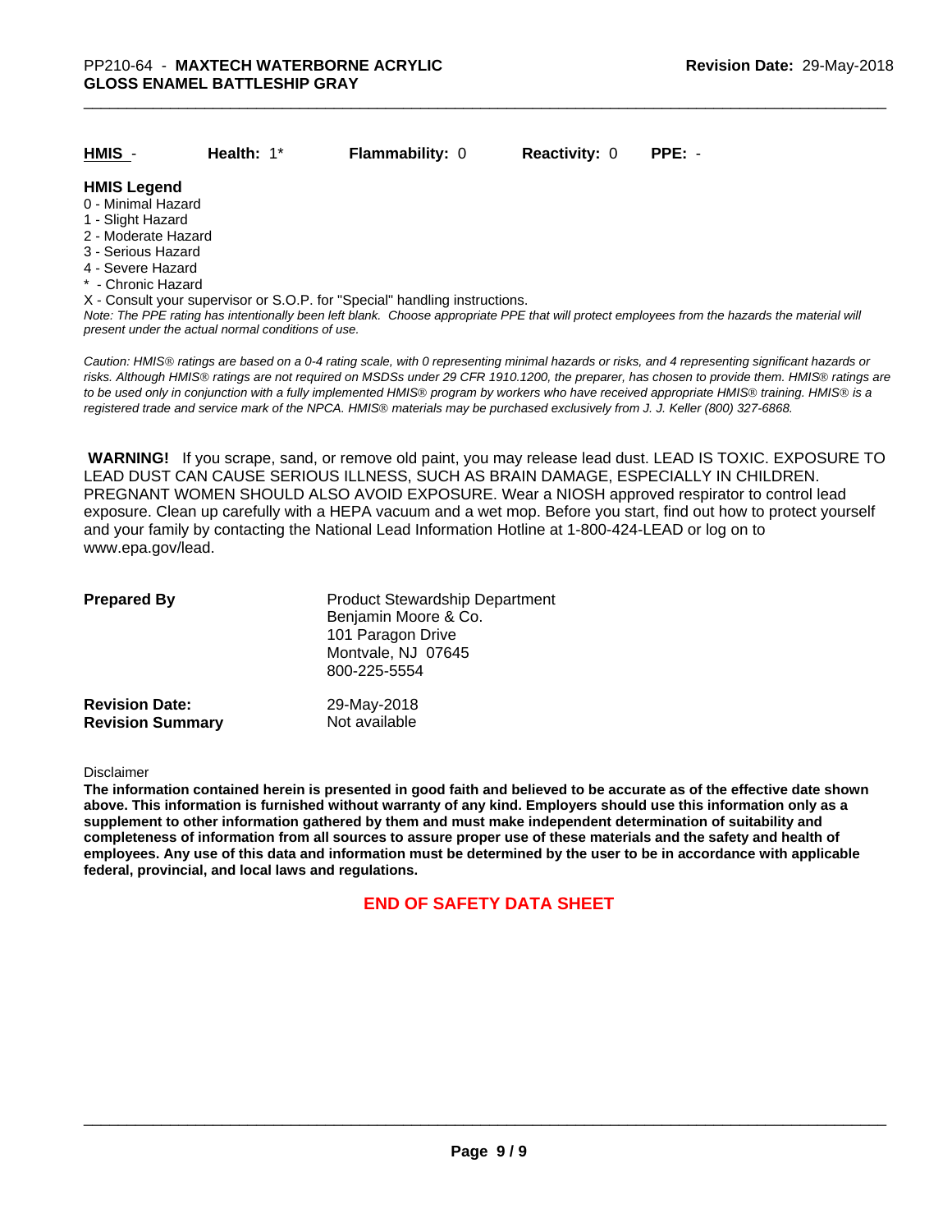**HMIS** - **Health:** 1* **Flammability:** 0 **Reactivity:** 0 **PPE:** -

**HMIS Legend**

0 - Minimal Hazard
1 - Slight Hazard
2 - Moderate Hazard
3 - Serious Hazard
4 - Severe Hazard
* - Chronic Hazard
X - Consult your supervisor or S.O.P. for "Special" handling instructions.

*Note: The PPE rating has intentionally been left blank. Choose appropriate PPE that will protect employees from the hazards the material will present under the actual normal conditions of use.*

*Caution: HMIS® ratings are based on a 0-4 rating scale, with 0 representing minimal hazards or risks, and 4 representing significant hazards or risks. Although HMIS® ratings are not required on MSDSs under 29 CFR 1910.1200, the preparer, has chosen to provide them. HMIS® ratings are to be used only in conjunction with a fully implemented HMIS® program by workers who have received appropriate HMIS® training. HMIS® is a registered trade and service mark of the NPCA. HMIS® materials may be purchased exclusively from J. J. Keller (800) 327-6868.*

**WARNING!** If you scrape, sand, or remove old paint, you may release lead dust. LEAD IS TOXIC. EXPOSURE TO LEAD DUST CAN CAUSE SERIOUS ILLNESS, SUCH AS BRAIN DAMAGE, ESPECIALLY IN CHILDREN. PREGNANT WOMEN SHOULD ALSO AVOID EXPOSURE. Wear a NIOSH approved respirator to control lead exposure. Clean up carefully with a HEPA vacuum and a wet mop. Before you start, find out how to protect yourself and your family by contacting the National Lead Information Hotline at 1-800-424-LEAD or log on to www.epa.gov/lead.

| | |
|---|---|
| **Prepared By** | Product Stewardship Department<br>Benjamin Moore & Co.<br>101 Paragon Drive<br>Montvale, NJ 07645<br>800-225-5554 |
| **Revision Date:** | 29-May-2018 |
| **Revision Summary** | Not available |

Disclaimer

**The information contained herein is presented in good faith and believed to be accurate as of the effective date shown above. This information is furnished without warranty of any kind. Employers should use this information only as a supplement to other information gathered by them and must make independent determination of suitability and completeness of information from all sources to assure proper use of these materials and the safety and health of employees. Any use of this data and information must be determined by the user to be in accordance with applicable federal, provincial, and local laws and regulations.**

**END OF SAFETY DATA SHEET**